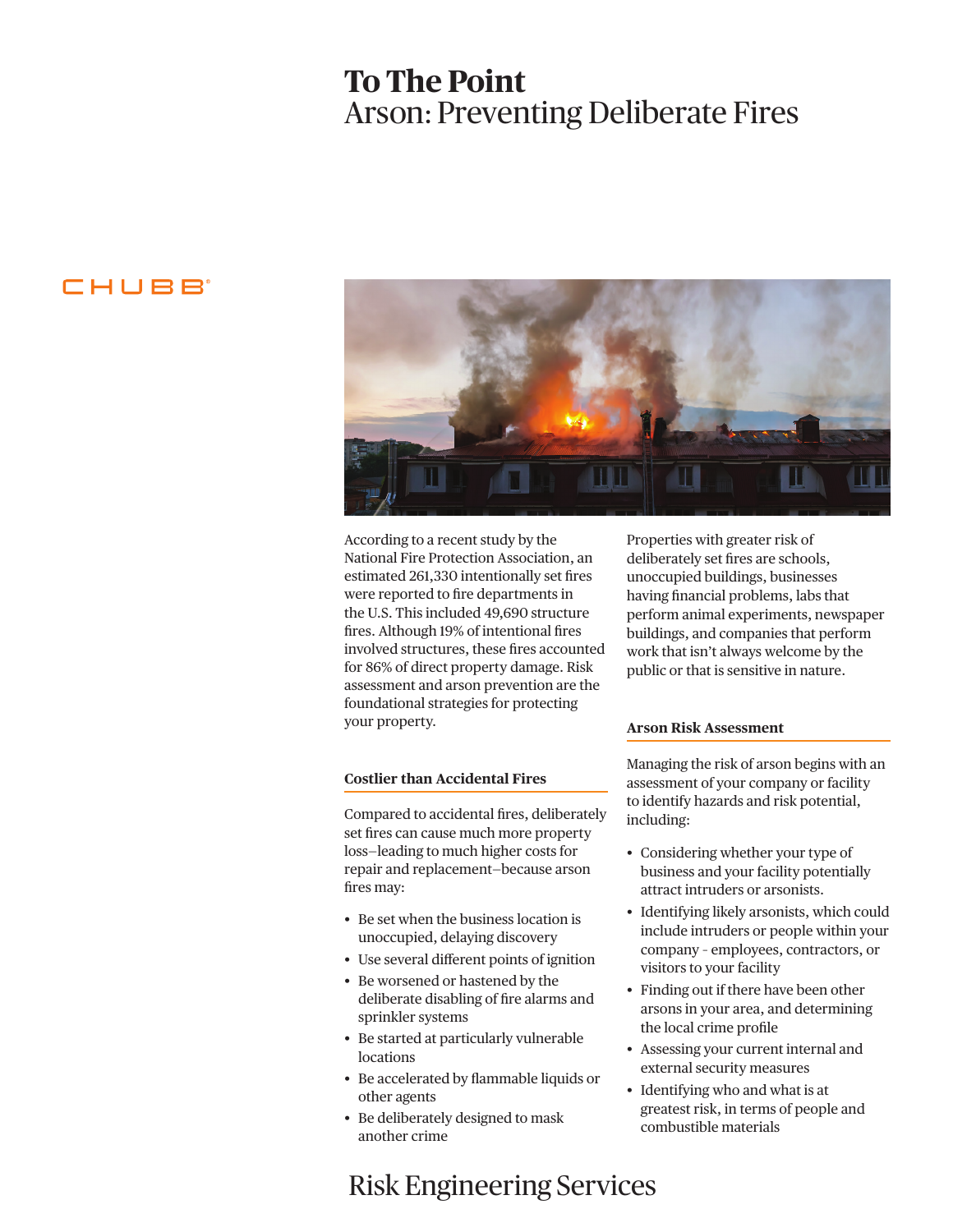# To The Point

## Arson: Preventing Deliberate Fires

According to a recent study by the National Fire Protection Association, an estimated 261,330 intentionally set fires were reported to fire departments in the U.S. This included 49,690 structure fires. Although 19% of intentional fires involved structures, these fires accounted for 86% of direct property damage. Risk assessment and arson prevention are the foundational strategies for protecting your property.

### Costlier than Accidental Fires

Compared to accidental fires, deliberately set fires can cause much more property loss—leading to much higher costs for repair and replacement—because arson fires may:

- Be set when the business location is unoccupied, delaying discovery
- Use several different points of ignition
- Be worsened or hastened by the deliberate disabling of fire alarms and sprinkler systems
- Be started at particularly vulnerable locations
- Be accelerated by flammable liquids or other agents
- Be deliberately designed to mask another crime

Properties with greater risk of deliberately set fires are schools, unoccupied buildings, businesses having financial problems, labs that perform animal experiments, newspaper buildings, and companies that perform work that isn't always welcome by the public or that is sensitive in nature.

### Arson Risk Assessment

Managing the risk of arson begins with an assessment of your company or facility to identify hazards and risk potential, including:

- Considering whether your type of business and your facility potentially attract intruders or arsonists.
- Identifying likely arsonists, which could include intruders or people within your company - employees, contractors, or visitors to your facility
- Finding out if there have been other arsons in your area, and determining the local crime profile
- Assessing your current internal and external security measures
- Identifying who and what is at greatest risk, in terms of people and combustible materials

Risk Engineering Services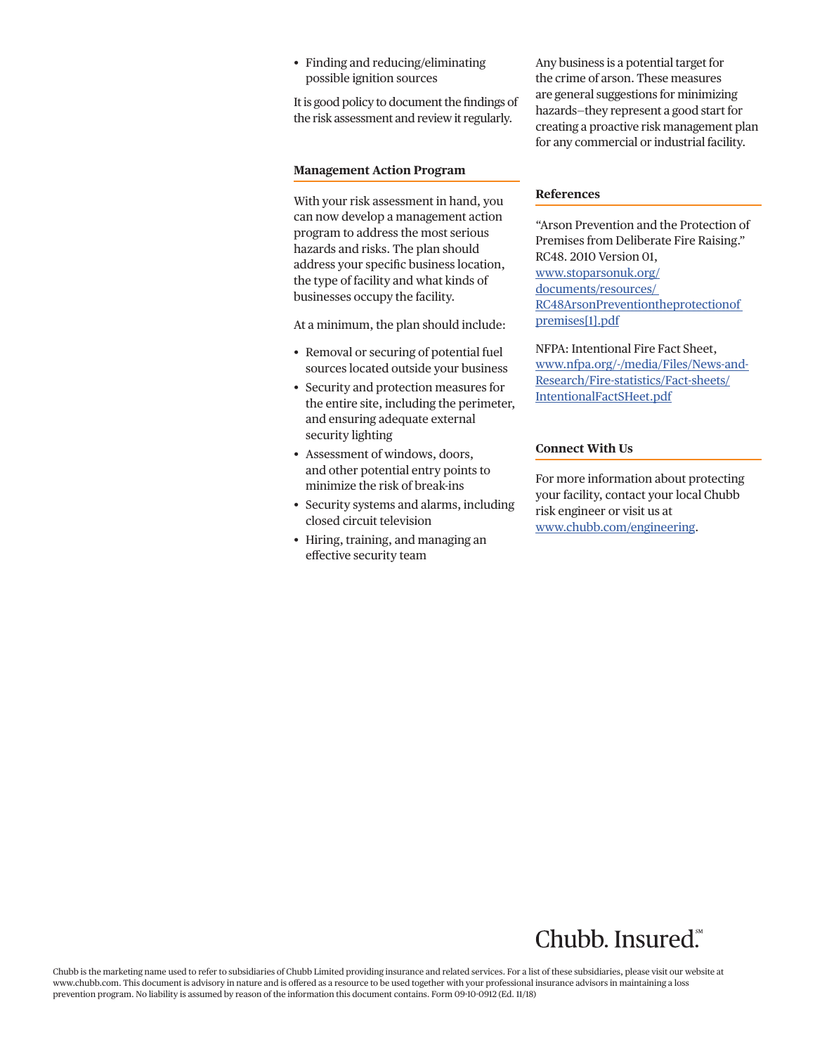- Finding and reducing/eliminating possible ignition sources

It is good policy to document the findings of the risk assessment and review it regularly.

## Management Action Program

With your risk assessment in hand, you can now develop a management action program to address the most serious hazards and risks. The plan should address your specific business location, the type of facility and what kinds of businesses occupy the facility.

At a minimum, the plan should include:

- Removal or securing of potential fuel sources located outside your business
- Security and protection measures for the entire site, including the perimeter, and ensuring adequate external security lighting
- Assessment of windows, doors, and other potential entry points to minimize the risk of break-ins
- Security systems and alarms, including closed circuit television
- Hiring, training, and managing an effective security team

Any business is a potential target for the crime of arson. These measures are general suggestions for minimizing hazards—they represent a good start for creating a proactive risk management plan for any commercial or industrial facility.

## References

"Arson Prevention and the Protection of Premises from Deliberate Fire Raising." RC48. 2010 Version 01, www.stoparsonuk.org/documents/resources/RC48ArsonPreventiontheprotectionofpremises[1].pdf

NFPA: Intentional Fire Fact Sheet, www.nfpa.org/-/media/Files/News-and-Research/Fire-statistics/Fact-sheets/IntentionalFactSHeet.pdf

## Connect With Us

For more information about protecting your facility, contact your local Chubb risk engineer or visit us at www.chubb.com/engineering.

Chubb. Insured.℠

Chubb is the marketing name used to refer to subsidiaries of Chubb Limited providing insurance and related services. For a list of these subsidiaries, please visit our website at www.chubb.com. This document is advisory in nature and is offered as a resource to be used together with your professional insurance advisors in maintaining a loss prevention program. No liability is assumed by reason of the information this document contains. Form 09-10-0912 (Ed. 11/18)